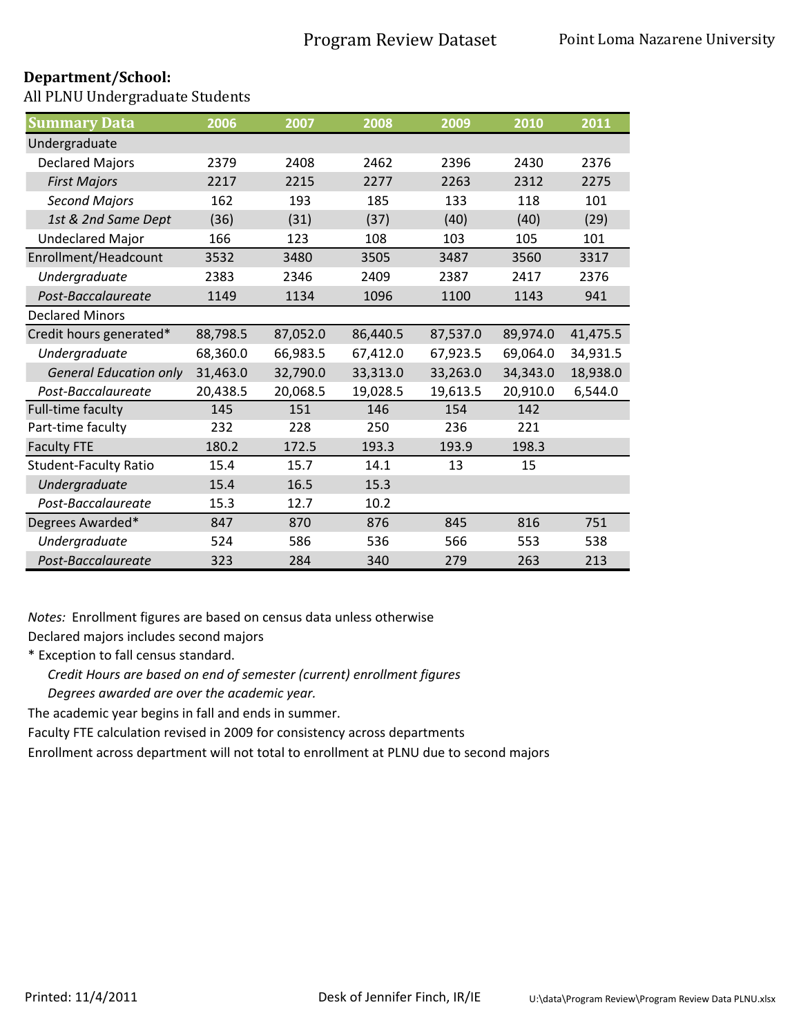Program Review Dataset — Point Loma Nazarene University

**Department/School:**
All PLNU Undergraduate Students

| Summary Data | 2006 | 2007 | 2008 | 2009 | 2010 | 2011 |
|---|---|---|---|---|---|---|
| Undergraduate | | | | | | |
| Declared Majors | 2379 | 2408 | 2462 | 2396 | 2430 | 2376 |
| *First Majors* | 2217 | 2215 | 2277 | 2263 | 2312 | 2275 |
| *Second Majors* | 162 | 193 | 185 | 133 | 118 | 101 |
| *1st & 2nd Same Dept* | (36) | (31) | (37) | (40) | (40) | (29) |
| Undeclared Major | 166 | 123 | 108 | 103 | 105 | 101 |
| Enrollment/Headcount | 3532 | 3480 | 3505 | 3487 | 3560 | 3317 |
| *Undergraduate* | 2383 | 2346 | 2409 | 2387 | 2417 | 2376 |
| *Post-Baccalaureate* | 1149 | 1134 | 1096 | 1100 | 1143 | 941 |
| Declared Minors | | | | | | |
| Credit hours generated* | 88,798.5 | 87,052.0 | 86,440.5 | 87,537.0 | 89,974.0 | 41,475.5 |
| *Undergraduate* | 68,360.0 | 66,983.5 | 67,412.0 | 67,923.5 | 69,064.0 | 34,931.5 |
| *General Education only* | 31,463.0 | 32,790.0 | 33,313.0 | 33,263.0 | 34,343.0 | 18,938.0 |
| *Post-Baccalaureate* | 20,438.5 | 20,068.5 | 19,028.5 | 19,613.5 | 20,910.0 | 6,544.0 |
| Full-time faculty | 145 | 151 | 146 | 154 | 142 | |
| Part-time faculty | 232 | 228 | 250 | 236 | 221 | |
| Faculty FTE | 180.2 | 172.5 | 193.3 | 193.9 | 198.3 | |
| Student-Faculty Ratio | 15.4 | 15.7 | 14.1 | 13 | 15 | |
| *Undergraduate* | 15.4 | 16.5 | 15.3 | | | |
| *Post-Baccalaureate* | 15.3 | 12.7 | 10.2 | | | |
| Degrees Awarded* | 847 | 870 | 876 | 845 | 816 | 751 |
| *Undergraduate* | 524 | 586 | 536 | 566 | 553 | 538 |
| *Post-Baccalaureate* | 323 | 284 | 340 | 279 | 263 | 213 |

*Notes:* Enrollment figures are based on census data unless otherwise

Declared majors includes second majors

\* Exception to fall census standard.

*Credit Hours are based on end of semester (current) enrollment figures*

*Degrees awarded are over the academic year.*

The academic year begins in fall and ends in summer.

Faculty FTE calculation revised in 2009 for consistency across departments

Enrollment across department will not total to enrollment at PLNU due to second majors

Printed: 11/4/2011 — Desk of Jennifer Finch, IR/IE — U:\data\Program Review\Program Review Data PLNU.xlsx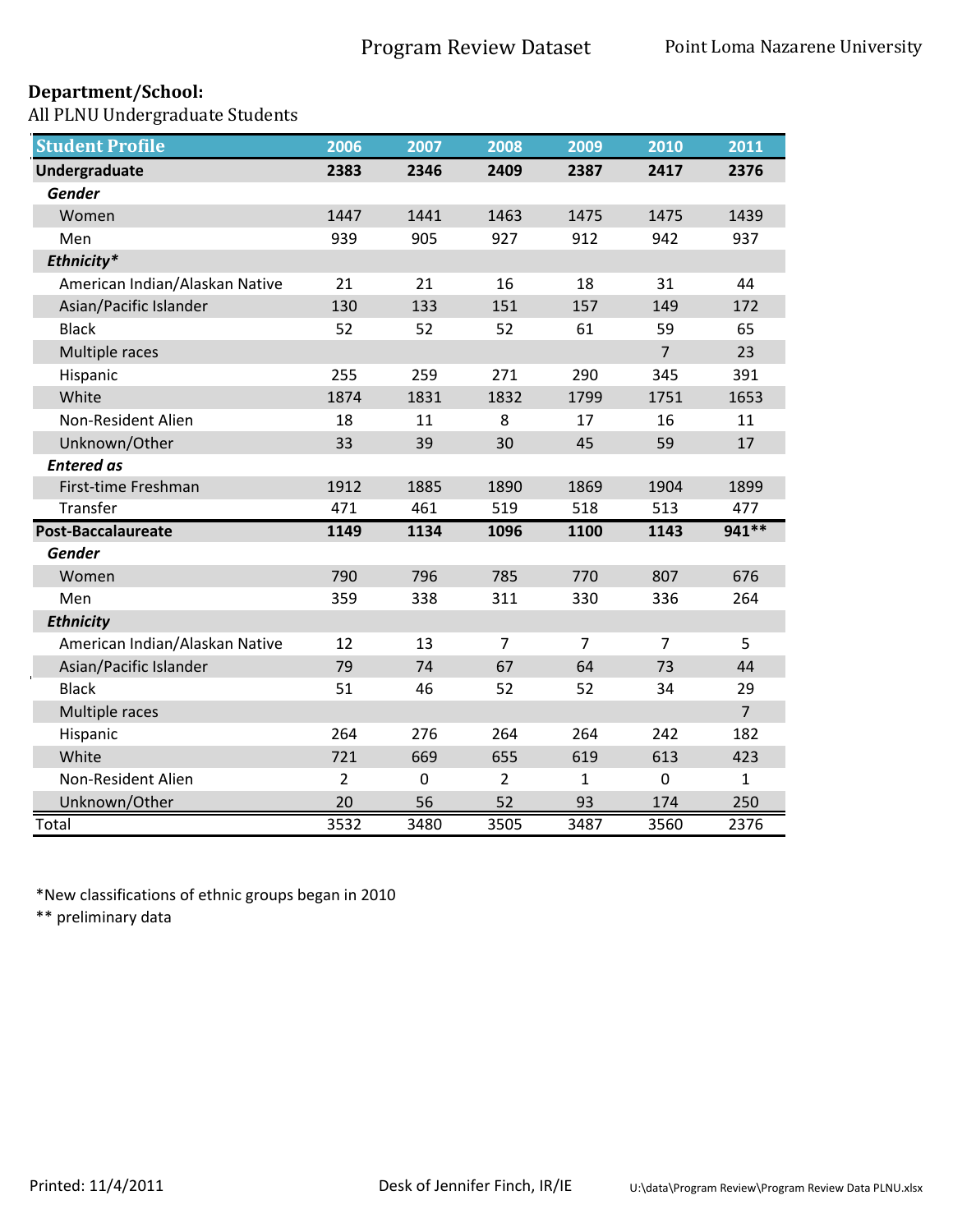Program Review Dataset — Point Loma Nazarene University

**Department/School:**
All PLNU Undergraduate Students

| Student Profile | 2006 | 2007 | 2008 | 2009 | 2010 | 2011 |
|---|---|---|---|---|---|---|
| **Undergraduate** | **2383** | **2346** | **2409** | **2387** | **2417** | **2376** |
| ***Gender*** | | | | | | |
| Women | 1447 | 1441 | 1463 | 1475 | 1475 | 1439 |
| Men | 939 | 905 | 927 | 912 | 942 | 937 |
| ***Ethnicity**** | | | | | | |
| American Indian/Alaskan Native | 21 | 21 | 16 | 18 | 31 | 44 |
| Asian/Pacific Islander | 130 | 133 | 151 | 157 | 149 | 172 |
| Black | 52 | 52 | 52 | 61 | 59 | 65 |
| Multiple races | | | | | 7 | 23 |
| Hispanic | 255 | 259 | 271 | 290 | 345 | 391 |
| White | 1874 | 1831 | 1832 | 1799 | 1751 | 1653 |
| Non-Resident Alien | 18 | 11 | 8 | 17 | 16 | 11 |
| Unknown/Other | 33 | 39 | 30 | 45 | 59 | 17 |
| ***Entered as*** | | | | | | |
| First-time Freshman | 1912 | 1885 | 1890 | 1869 | 1904 | 1899 |
| Transfer | 471 | 461 | 519 | 518 | 513 | 477 |
| **Post-Baccalaureate** | **1149** | **1134** | **1096** | **1100** | **1143** | **941**** |
| ***Gender*** | | | | | | |
| Women | 790 | 796 | 785 | 770 | 807 | 676 |
| Men | 359 | 338 | 311 | 330 | 336 | 264 |
| ***Ethnicity*** | | | | | | |
| American Indian/Alaskan Native | 12 | 13 | 7 | 7 | 7 | 5 |
| Asian/Pacific Islander | 79 | 74 | 67 | 64 | 73 | 44 |
| Black | 51 | 46 | 52 | 52 | 34 | 29 |
| Multiple races | | | | | | 7 |
| Hispanic | 264 | 276 | 264 | 264 | 242 | 182 |
| White | 721 | 669 | 655 | 619 | 613 | 423 |
| Non-Resident Alien | 2 | 0 | 2 | 1 | 0 | 1 |
| Unknown/Other | 20 | 56 | 52 | 93 | 174 | 250 |
| Total | 3532 | 3480 | 3505 | 3487 | 3560 | 2376 |

*New classifications of ethnic groups began in 2010

** preliminary data

Printed: 11/4/2011 — Desk of Jennifer Finch, IR/IE — U:\data\Program Review\Program Review Data PLNU.xlsx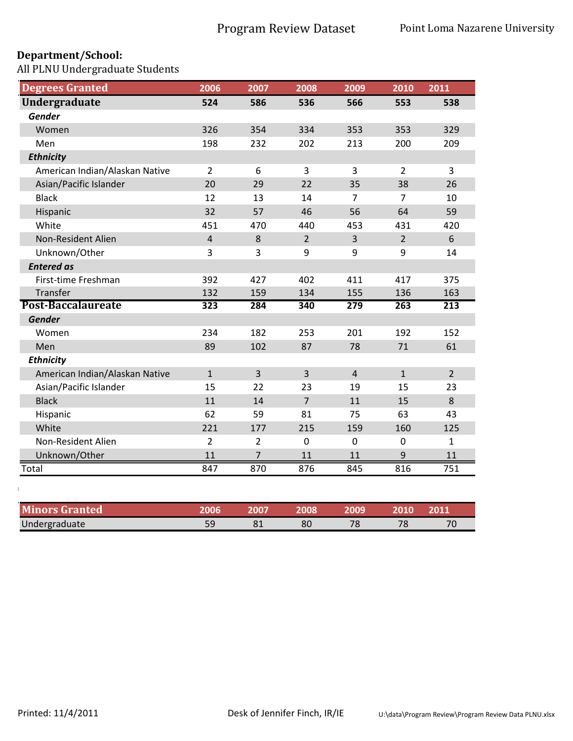# Program Review Dataset

Point Loma Nazarene University

**Department/School:**
All PLNU Undergraduate Students

| Degrees Granted | 2006 | 2007 | 2008 | 2009 | 2010 | 2011 |
|---|---|---|---|---|---|---|
| **Undergraduate** | **524** | **586** | **536** | **566** | **553** | **538** |
| ***Gender*** | | | | | | |
| Women | 326 | 354 | 334 | 353 | 353 | 329 |
| Men | 198 | 232 | 202 | 213 | 200 | 209 |
| ***Ethnicity*** | | | | | | |
| American Indian/Alaskan Native | 2 | 6 | 3 | 3 | 2 | 3 |
| Asian/Pacific Islander | 20 | 29 | 22 | 35 | 38 | 26 |
| Black | 12 | 13 | 14 | 7 | 7 | 10 |
| Hispanic | 32 | 57 | 46 | 56 | 64 | 59 |
| White | 451 | 470 | 440 | 453 | 431 | 420 |
| Non-Resident Alien | 4 | 8 | 2 | 3 | 2 | 6 |
| Unknown/Other | 3 | 3 | 9 | 9 | 9 | 14 |
| ***Entered as*** | | | | | | |
| First-time Freshman | 392 | 427 | 402 | 411 | 417 | 375 |
| Transfer | 132 | 159 | 134 | 155 | 136 | 163 |
| **Post-Baccalaureate** | **323** | **284** | **340** | **279** | **263** | **213** |
| ***Gender*** | | | | | | |
| Women | 234 | 182 | 253 | 201 | 192 | 152 |
| Men | 89 | 102 | 87 | 78 | 71 | 61 |
| ***Ethnicity*** | | | | | | |
| American Indian/Alaskan Native | 1 | 3 | 3 | 4 | 1 | 2 |
| Asian/Pacific Islander | 15 | 22 | 23 | 19 | 15 | 23 |
| Black | 11 | 14 | 7 | 11 | 15 | 8 |
| Hispanic | 62 | 59 | 81 | 75 | 63 | 43 |
| White | 221 | 177 | 215 | 159 | 160 | 125 |
| Non-Resident Alien | 2 | 2 | 0 | 0 | 0 | 1 |
| Unknown/Other | 11 | 7 | 11 | 11 | 9 | 11 |
| Total | 847 | 870 | 876 | 845 | 816 | 751 |

| Minors Granted | 2006 | 2007 | 2008 | 2009 | 2010 | 2011 |
|---|---|---|---|---|---|---|
| Undergraduate | 59 | 81 | 80 | 78 | 78 | 70 |

Printed: 11/4/2011 Desk of Jennifer Finch, IR/IE U:\data\Program Review\Program Review Data PLNU.xlsx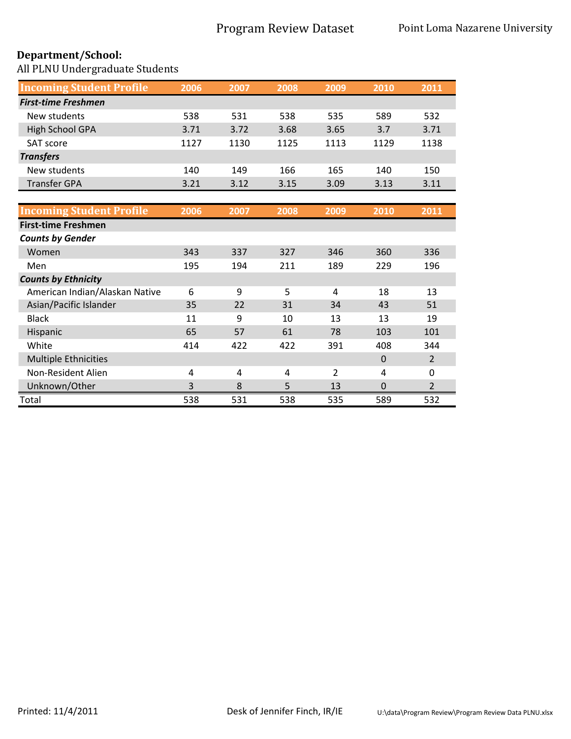Program Review Dataset

Point Loma Nazarene University

**Department/School:**
All PLNU Undergraduate Students

| Incoming Student Profile | 2006 | 2007 | 2008 | 2009 | 2010 | 2011 |
|---|---|---|---|---|---|---|
| ***First-time Freshmen*** | | | | | | |
| New students | 538 | 531 | 538 | 535 | 589 | 532 |
| High School GPA | 3.71 | 3.72 | 3.68 | 3.65 | 3.7 | 3.71 |
| SAT score | 1127 | 1130 | 1125 | 1113 | 1129 | 1138 |
| ***Transfers*** | | | | | | |
| New students | 140 | 149 | 166 | 165 | 140 | 150 |
| Transfer GPA | 3.21 | 3.12 | 3.15 | 3.09 | 3.13 | 3.11 |

| Incoming Student Profile | 2006 | 2007 | 2008 | 2009 | 2010 | 2011 |
|---|---|---|---|---|---|---|
| **First-time Freshmen** | | | | | | |
| ***Counts by Gender*** | | | | | | |
| Women | 343 | 337 | 327 | 346 | 360 | 336 |
| Men | 195 | 194 | 211 | 189 | 229 | 196 |
| ***Counts by Ethnicity*** | | | | | | |
| American Indian/Alaskan Native | 6 | 9 | 5 | 4 | 18 | 13 |
| Asian/Pacific Islander | 35 | 22 | 31 | 34 | 43 | 51 |
| Black | 11 | 9 | 10 | 13 | 13 | 19 |
| Hispanic | 65 | 57 | 61 | 78 | 103 | 101 |
| White | 414 | 422 | 422 | 391 | 408 | 344 |
| Multiple Ethnicities | | | | | 0 | 2 |
| Non-Resident Alien | 4 | 4 | 4 | 2 | 4 | 0 |
| Unknown/Other | 3 | 8 | 5 | 13 | 0 | 2 |
| Total | 538 | 531 | 538 | 535 | 589 | 532 |

Printed: 11/4/2011 Desk of Jennifer Finch, IR/IE U:\data\Program Review\Program Review Data PLNU.xlsx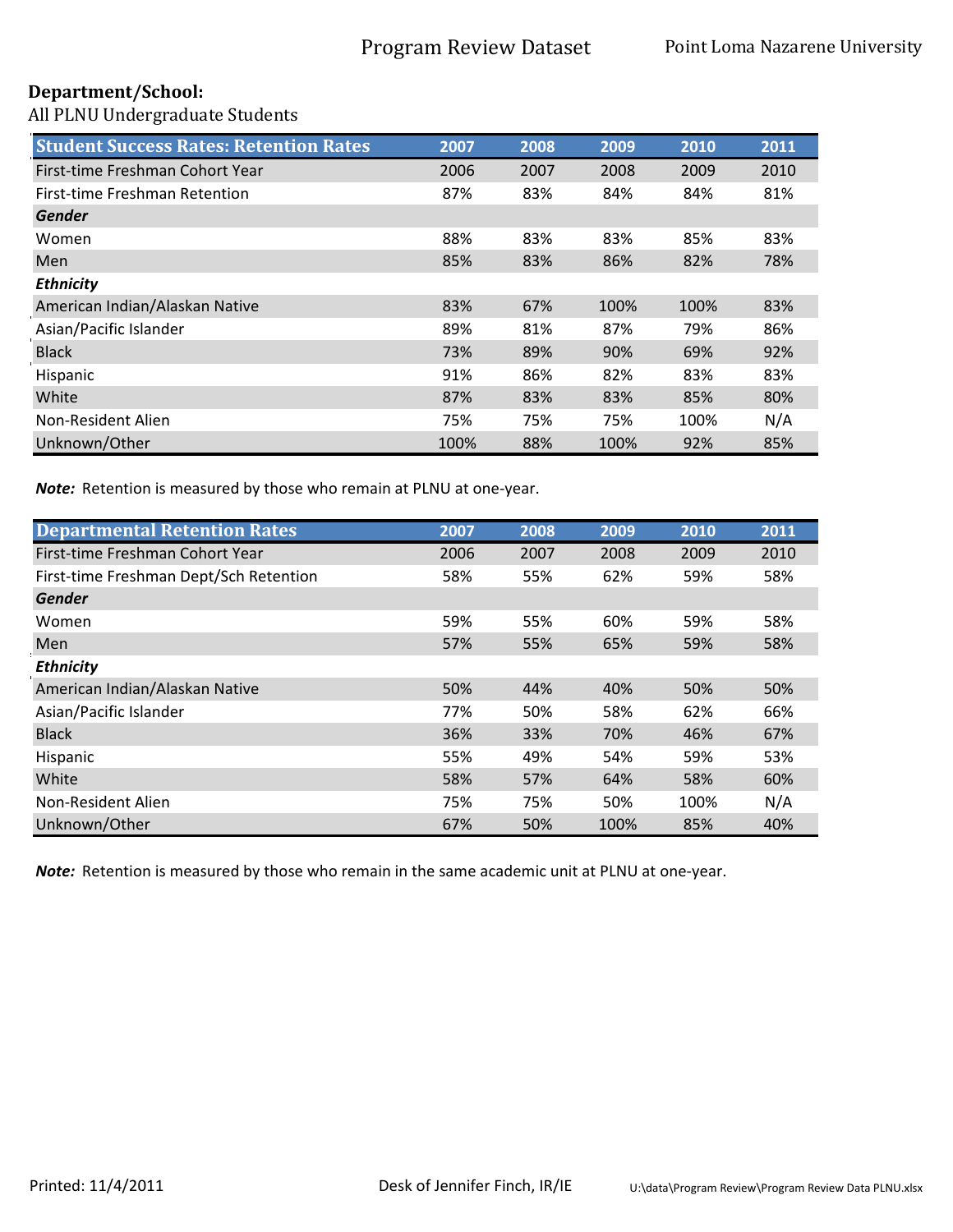**Department/School:**

All PLNU Undergraduate Students

| Student Success Rates: Retention Rates | 2007 | 2008 | 2009 | 2010 | 2011 |
|---|---|---|---|---|---|
| First-time Freshman Cohort Year | 2006 | 2007 | 2008 | 2009 | 2010 |
| First-time Freshman Retention | 87% | 83% | 84% | 84% | 81% |
| ***Gender*** | | | | | |
| Women | 88% | 83% | 83% | 85% | 83% |
| Men | 85% | 83% | 86% | 82% | 78% |
| ***Ethnicity*** | | | | | |
| American Indian/Alaskan Native | 83% | 67% | 100% | 100% | 83% |
| Asian/Pacific Islander | 89% | 81% | 87% | 79% | 86% |
| Black | 73% | 89% | 90% | 69% | 92% |
| Hispanic | 91% | 86% | 82% | 83% | 83% |
| White | 87% | 83% | 83% | 85% | 80% |
| Non-Resident Alien | 75% | 75% | 75% | 100% | N/A |
| Unknown/Other | 100% | 88% | 100% | 92% | 85% |

***Note:*** Retention is measured by those who remain at PLNU at one-year.

| Departmental Retention Rates | 2007 | 2008 | 2009 | 2010 | 2011 |
|---|---|---|---|---|---|
| First-time Freshman Cohort Year | 2006 | 2007 | 2008 | 2009 | 2010 |
| First-time Freshman Dept/Sch Retention | 58% | 55% | 62% | 59% | 58% |
| ***Gender*** | | | | | |
| Women | 59% | 55% | 60% | 59% | 58% |
| Men | 57% | 55% | 65% | 59% | 58% |
| ***Ethnicity*** | | | | | |
| American Indian/Alaskan Native | 50% | 44% | 40% | 50% | 50% |
| Asian/Pacific Islander | 77% | 50% | 58% | 62% | 66% |
| Black | 36% | 33% | 70% | 46% | 67% |
| Hispanic | 55% | 49% | 54% | 59% | 53% |
| White | 58% | 57% | 64% | 58% | 60% |
| Non-Resident Alien | 75% | 75% | 50% | 100% | N/A |
| Unknown/Other | 67% | 50% | 100% | 85% | 40% |

***Note:*** Retention is measured by those who remain in the same academic unit at PLNU at one-year.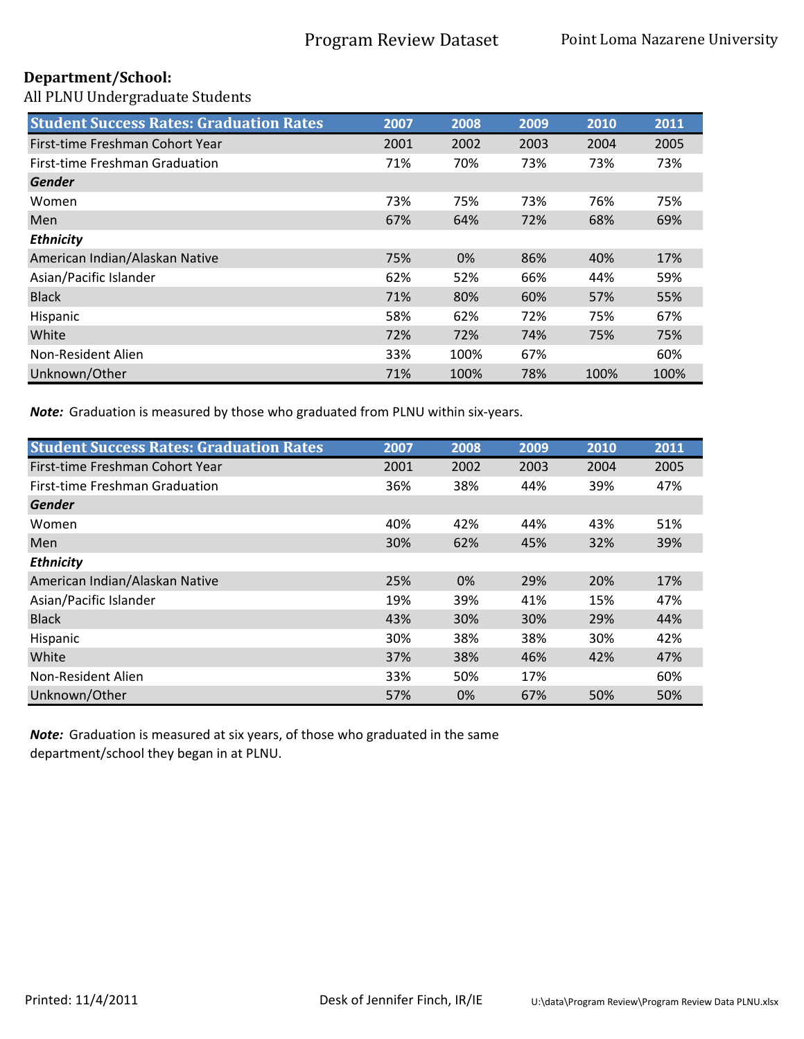**Department/School:**
All PLNU Undergraduate Students

| Student Success Rates: Graduation Rates | 2007 | 2008 | 2009 | 2010 | 2011 |
|---|---|---|---|---|---|
| First-time Freshman Cohort Year | 2001 | 2002 | 2003 | 2004 | 2005 |
| First-time Freshman Graduation | 71% | 70% | 73% | 73% | 73% |
| ***Gender*** | | | | | |
| Women | 73% | 75% | 73% | 76% | 75% |
| Men | 67% | 64% | 72% | 68% | 69% |
| ***Ethnicity*** | | | | | |
| American Indian/Alaskan Native | 75% | 0% | 86% | 40% | 17% |
| Asian/Pacific Islander | 62% | 52% | 66% | 44% | 59% |
| Black | 71% | 80% | 60% | 57% | 55% |
| Hispanic | 58% | 62% | 72% | 75% | 67% |
| White | 72% | 72% | 74% | 75% | 75% |
| Non-Resident Alien | 33% | 100% | 67% | | 60% |
| Unknown/Other | 71% | 100% | 78% | 100% | 100% |

***Note:*** Graduation is measured by those who graduated from PLNU within six-years.

| Student Success Rates: Graduation Rates | 2007 | 2008 | 2009 | 2010 | 2011 |
|---|---|---|---|---|---|
| First-time Freshman Cohort Year | 2001 | 2002 | 2003 | 2004 | 2005 |
| First-time Freshman Graduation | 36% | 38% | 44% | 39% | 47% |
| ***Gender*** | | | | | |
| Women | 40% | 42% | 44% | 43% | 51% |
| Men | 30% | 62% | 45% | 32% | 39% |
| ***Ethnicity*** | | | | | |
| American Indian/Alaskan Native | 25% | 0% | 29% | 20% | 17% |
| Asian/Pacific Islander | 19% | 39% | 41% | 15% | 47% |
| Black | 43% | 30% | 30% | 29% | 44% |
| Hispanic | 30% | 38% | 38% | 30% | 42% |
| White | 37% | 38% | 46% | 42% | 47% |
| Non-Resident Alien | 33% | 50% | 17% | | 60% |
| Unknown/Other | 57% | 0% | 67% | 50% | 50% |

***Note:*** Graduation is measured at six years, of those who graduated in the same department/school they began in at PLNU.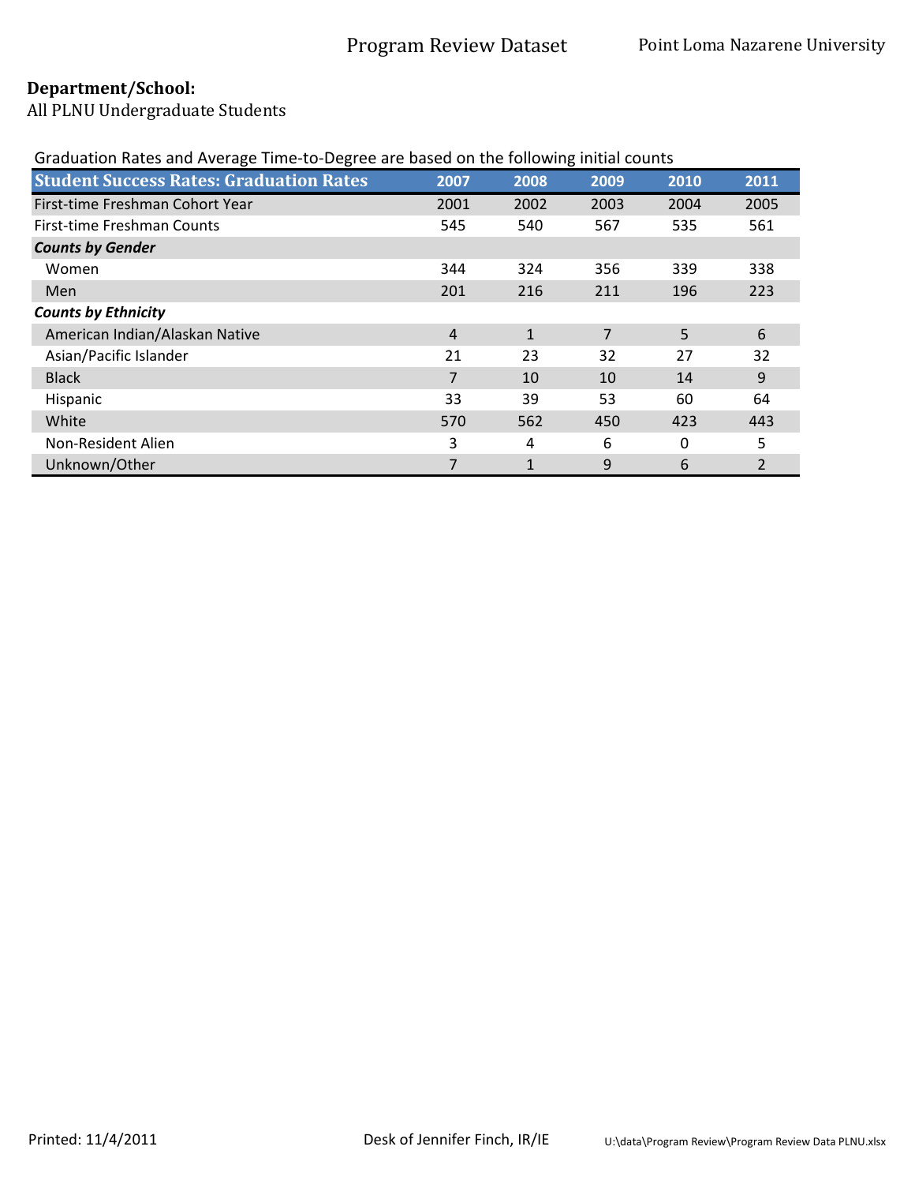**Department/School:**
All PLNU Undergraduate Students

Graduation Rates and Average Time-to-Degree are based on the following initial counts

| Student Success Rates: Graduation Rates | 2007 | 2008 | 2009 | 2010 | 2011 |
|---|---|---|---|---|---|
| First-time Freshman Cohort Year | 2001 | 2002 | 2003 | 2004 | 2005 |
| First-time Freshman Counts | 545 | 540 | 567 | 535 | 561 |
| ***Counts by Gender*** | | | | | |
| Women | 344 | 324 | 356 | 339 | 338 |
| Men | 201 | 216 | 211 | 196 | 223 |
| ***Counts by Ethnicity*** | | | | | |
| American Indian/Alaskan Native | 4 | 1 | 7 | 5 | 6 |
| Asian/Pacific Islander | 21 | 23 | 32 | 27 | 32 |
| Black | 7 | 10 | 10 | 14 | 9 |
| Hispanic | 33 | 39 | 53 | 60 | 64 |
| White | 570 | 562 | 450 | 423 | 443 |
| Non-Resident Alien | 3 | 4 | 6 | 0 | 5 |
| Unknown/Other | 7 | 1 | 9 | 6 | 2 |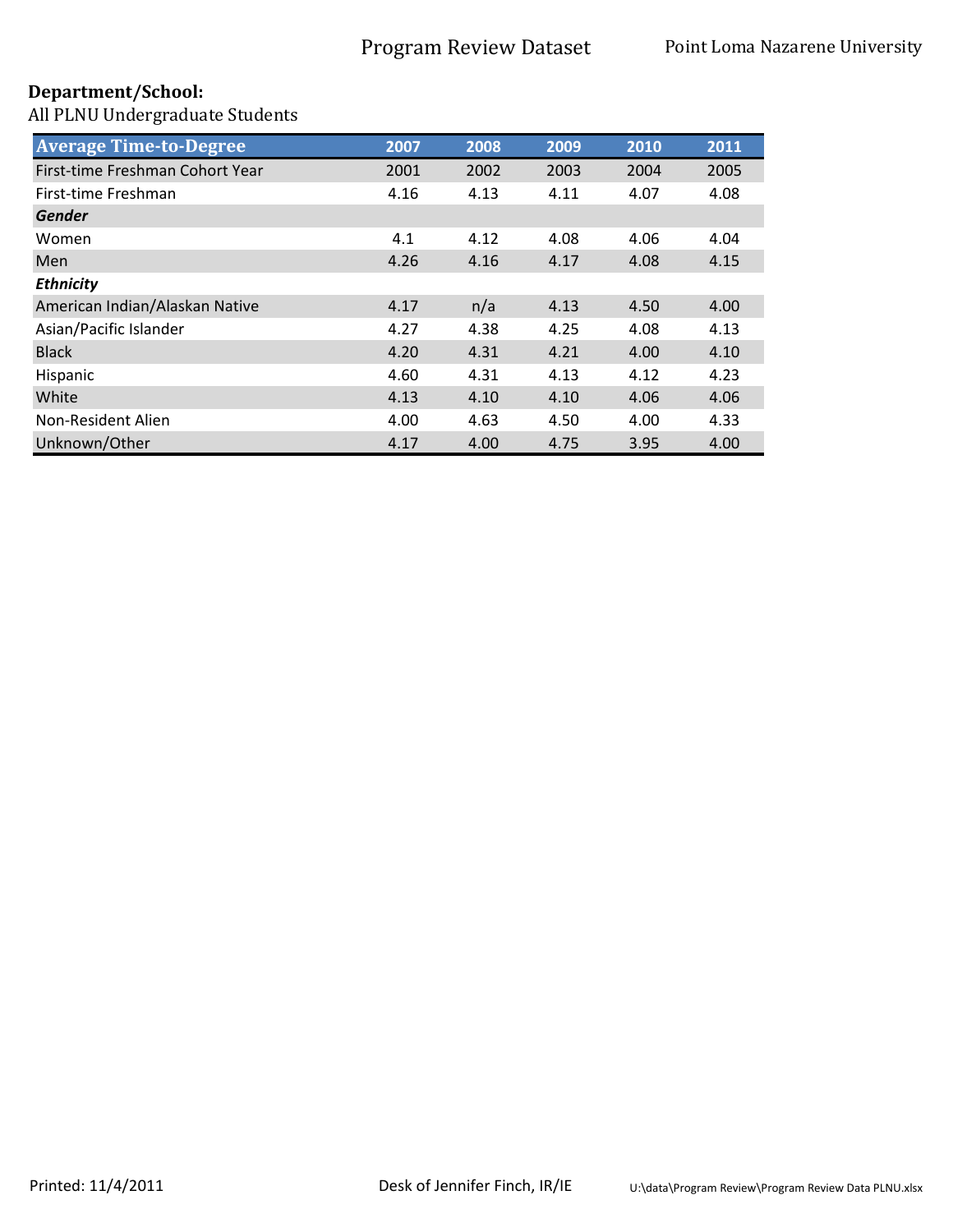**Department/School:**

All PLNU Undergraduate Students

| Average Time-to-Degree | 2007 | 2008 | 2009 | 2010 | 2011 |
|---|---|---|---|---|---|
| First-time Freshman Cohort Year | 2001 | 2002 | 2003 | 2004 | 2005 |
| First-time Freshman | 4.16 | 4.13 | 4.11 | 4.07 | 4.08 |
| ***Gender*** | | | | | |
| Women | 4.1 | 4.12 | 4.08 | 4.06 | 4.04 |
| Men | 4.26 | 4.16 | 4.17 | 4.08 | 4.15 |
| ***Ethnicity*** | | | | | |
| American Indian/Alaskan Native | 4.17 | n/a | 4.13 | 4.50 | 4.00 |
| Asian/Pacific Islander | 4.27 | 4.38 | 4.25 | 4.08 | 4.13 |
| Black | 4.20 | 4.31 | 4.21 | 4.00 | 4.10 |
| Hispanic | 4.60 | 4.31 | 4.13 | 4.12 | 4.23 |
| White | 4.13 | 4.10 | 4.10 | 4.06 | 4.06 |
| Non-Resident Alien | 4.00 | 4.63 | 4.50 | 4.00 | 4.33 |
| Unknown/Other | 4.17 | 4.00 | 4.75 | 3.95 | 4.00 |